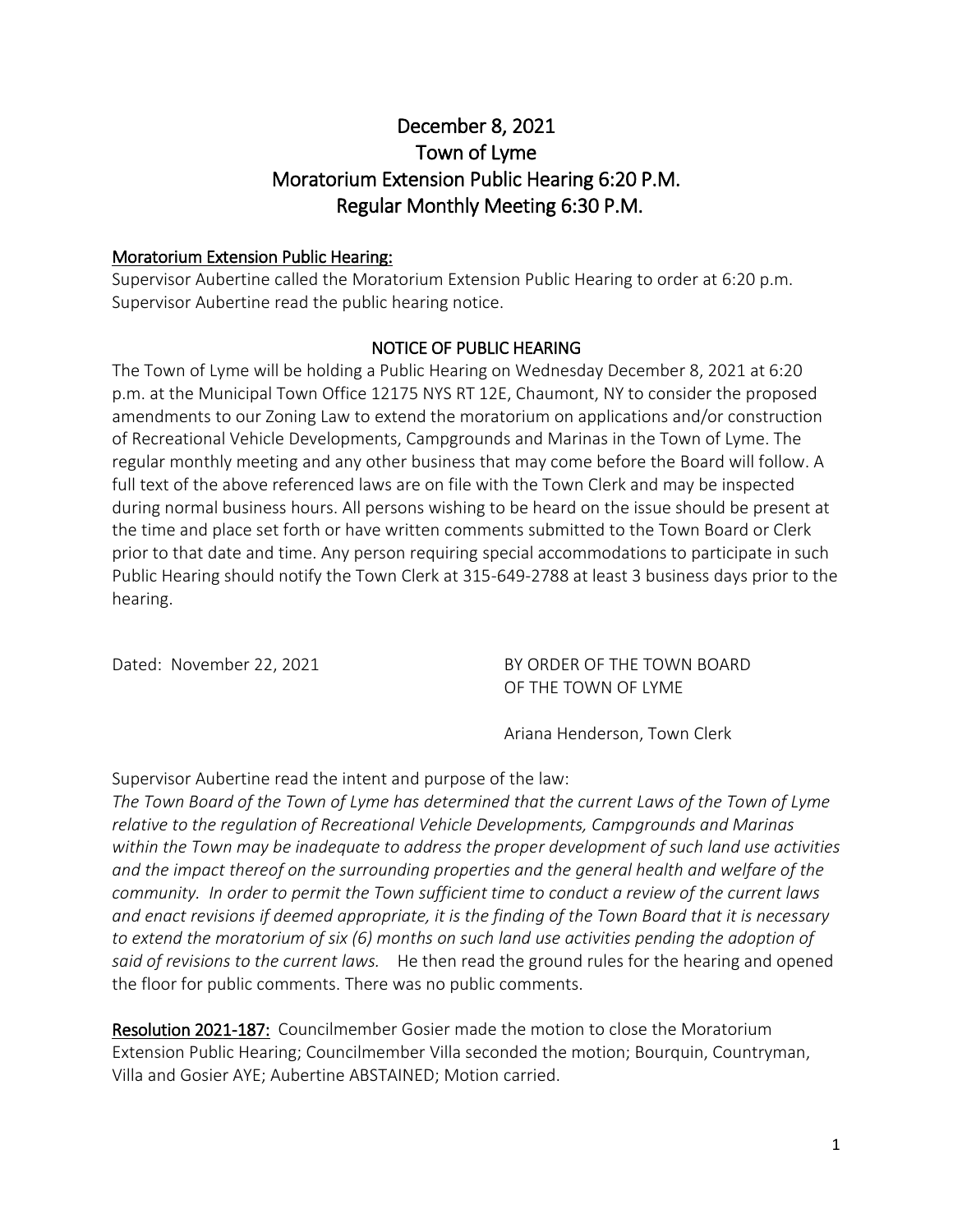# December 8, 2021
# Town of Lyme
# Moratorium Extension Public Hearing 6:20 P.M.
# Regular Monthly Meeting 6:30 P.M.

## Moratorium Extension Public Hearing:

Supervisor Aubertine called the Moratorium Extension Public Hearing to order at 6:20 p.m. Supervisor Aubertine read the public hearing notice.

### NOTICE OF PUBLIC HEARING

The Town of Lyme will be holding a Public Hearing on Wednesday December 8, 2021 at 6:20 p.m. at the Municipal Town Office 12175 NYS RT 12E, Chaumont, NY to consider the proposed amendments to our Zoning Law to extend the moratorium on applications and/or construction of Recreational Vehicle Developments, Campgrounds and Marinas in the Town of Lyme. The regular monthly meeting and any other business that may come before the Board will follow. A full text of the above referenced laws are on file with the Town Clerk and may be inspected during normal business hours. All persons wishing to be heard on the issue should be present at the time and place set forth or have written comments submitted to the Town Board or Clerk prior to that date and time. Any person requiring special accommodations to participate in such Public Hearing should notify the Town Clerk at 315-649-2788 at least 3 business days prior to the hearing.

Dated: November 22, 2021

BY ORDER OF THE TOWN BOARD
OF THE TOWN OF LYME

Ariana Henderson, Town Clerk

Supervisor Aubertine read the intent and purpose of the law:
*The Town Board of the Town of Lyme has determined that the current Laws of the Town of Lyme relative to the regulation of Recreational Vehicle Developments, Campgrounds and Marinas within the Town may be inadequate to address the proper development of such land use activities and the impact thereof on the surrounding properties and the general health and welfare of the community. In order to permit the Town sufficient time to conduct a review of the current laws and enact revisions if deemed appropriate, it is the finding of the Town Board that it is necessary to extend the moratorium of six (6) months on such land use activities pending the adoption of said of revisions to the current laws.* He then read the ground rules for the hearing and opened the floor for public comments. There was no public comments.

**Resolution 2021-187:** Councilmember Gosier made the motion to close the Moratorium Extension Public Hearing; Councilmember Villa seconded the motion; Bourquin, Countryman, Villa and Gosier AYE; Aubertine ABSTAINED; Motion carried.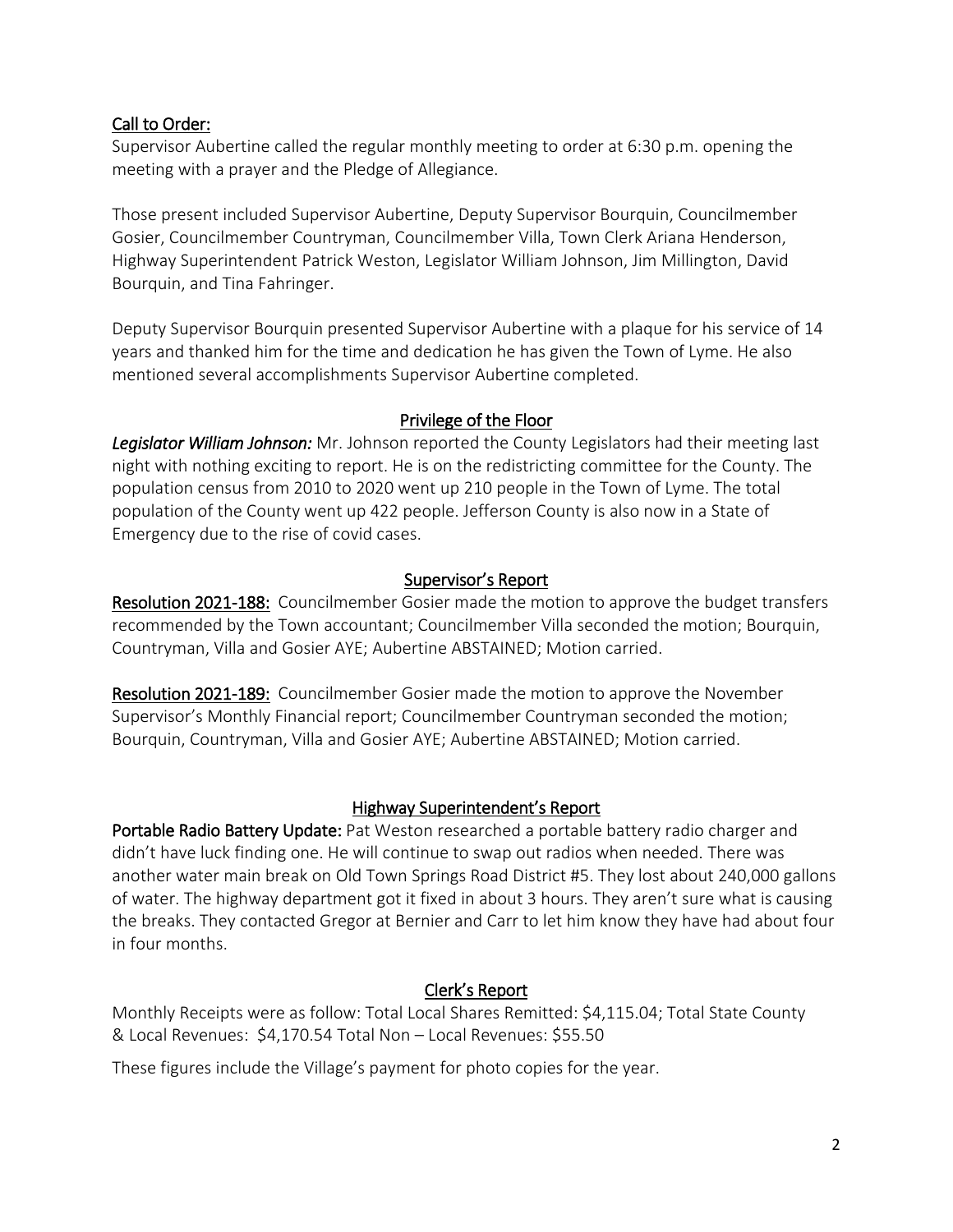## Call to Order:

Supervisor Aubertine called the regular monthly meeting to order at 6:30 p.m. opening the meeting with a prayer and the Pledge of Allegiance.

Those present included Supervisor Aubertine, Deputy Supervisor Bourquin, Councilmember Gosier, Councilmember Countryman, Councilmember Villa, Town Clerk Ariana Henderson, Highway Superintendent Patrick Weston, Legislator William Johnson, Jim Millington, David Bourquin, and Tina Fahringer.

Deputy Supervisor Bourquin presented Supervisor Aubertine with a plaque for his service of 14 years and thanked him for the time and dedication he has given the Town of Lyme. He also mentioned several accomplishments Supervisor Aubertine completed.

## Privilege of the Floor

***Legislator William Johnson:*** Mr. Johnson reported the County Legislators had their meeting last night with nothing exciting to report. He is on the redistricting committee for the County. The population census from 2010 to 2020 went up 210 people in the Town of Lyme. The total population of the County went up 422 people. Jefferson County is also now in a State of Emergency due to the rise of covid cases.

## Supervisor's Report

**Resolution 2021-188:** Councilmember Gosier made the motion to approve the budget transfers recommended by the Town accountant; Councilmember Villa seconded the motion; Bourquin, Countryman, Villa and Gosier AYE; Aubertine ABSTAINED; Motion carried.

**Resolution 2021-189:** Councilmember Gosier made the motion to approve the November Supervisor's Monthly Financial report; Councilmember Countryman seconded the motion; Bourquin, Countryman, Villa and Gosier AYE; Aubertine ABSTAINED; Motion carried.

## Highway Superintendent's Report

**Portable Radio Battery Update:** Pat Weston researched a portable battery radio charger and didn't have luck finding one. He will continue to swap out radios when needed. There was another water main break on Old Town Springs Road District #5. They lost about 240,000 gallons of water. The highway department got it fixed in about 3 hours. They aren't sure what is causing the breaks. They contacted Gregor at Bernier and Carr to let him know they have had about four in four months.

## Clerk's Report

Monthly Receipts were as follow: Total Local Shares Remitted: $4,115.04; Total State County & Local Revenues: $4,170.54 Total Non – Local Revenues: $55.50

These figures include the Village's payment for photo copies for the year.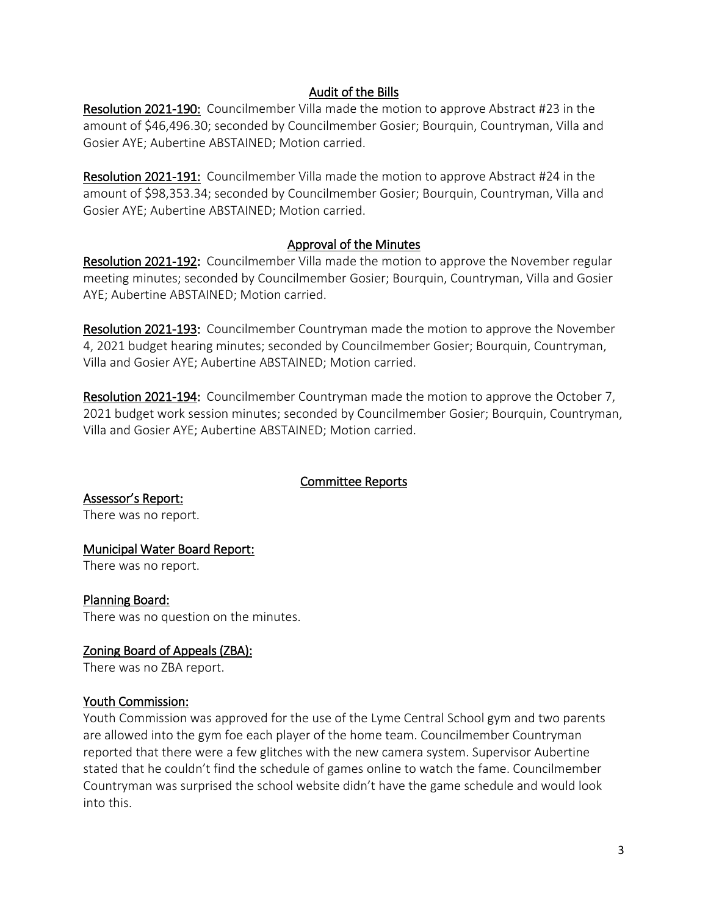## Audit of the Bills

**Resolution 2021-190:** Councilmember Villa made the motion to approve Abstract #23 in the amount of $46,496.30; seconded by Councilmember Gosier; Bourquin, Countryman, Villa and Gosier AYE; Aubertine ABSTAINED; Motion carried.

**Resolution 2021-191:** Councilmember Villa made the motion to approve Abstract #24 in the amount of $98,353.34; seconded by Councilmember Gosier; Bourquin, Countryman, Villa and Gosier AYE; Aubertine ABSTAINED; Motion carried.

## Approval of the Minutes

**Resolution 2021-192:** Councilmember Villa made the motion to approve the November regular meeting minutes; seconded by Councilmember Gosier; Bourquin, Countryman, Villa and Gosier AYE; Aubertine ABSTAINED; Motion carried.

**Resolution 2021-193:** Councilmember Countryman made the motion to approve the November 4, 2021 budget hearing minutes; seconded by Councilmember Gosier; Bourquin, Countryman, Villa and Gosier AYE; Aubertine ABSTAINED; Motion carried.

**Resolution 2021-194:** Councilmember Countryman made the motion to approve the October 7, 2021 budget work session minutes; seconded by Councilmember Gosier; Bourquin, Countryman, Villa and Gosier AYE; Aubertine ABSTAINED; Motion carried.

## Committee Reports

### Assessor's Report:

There was no report.

### Municipal Water Board Report:

There was no report.

### Planning Board:

There was no question on the minutes.

### Zoning Board of Appeals (ZBA):

There was no ZBA report.

### Youth Commission:

Youth Commission was approved for the use of the Lyme Central School gym and two parents are allowed into the gym foe each player of the home team. Councilmember Countryman reported that there were a few glitches with the new camera system. Supervisor Aubertine stated that he couldn't find the schedule of games online to watch the fame. Councilmember Countryman was surprised the school website didn't have the game schedule and would look into this.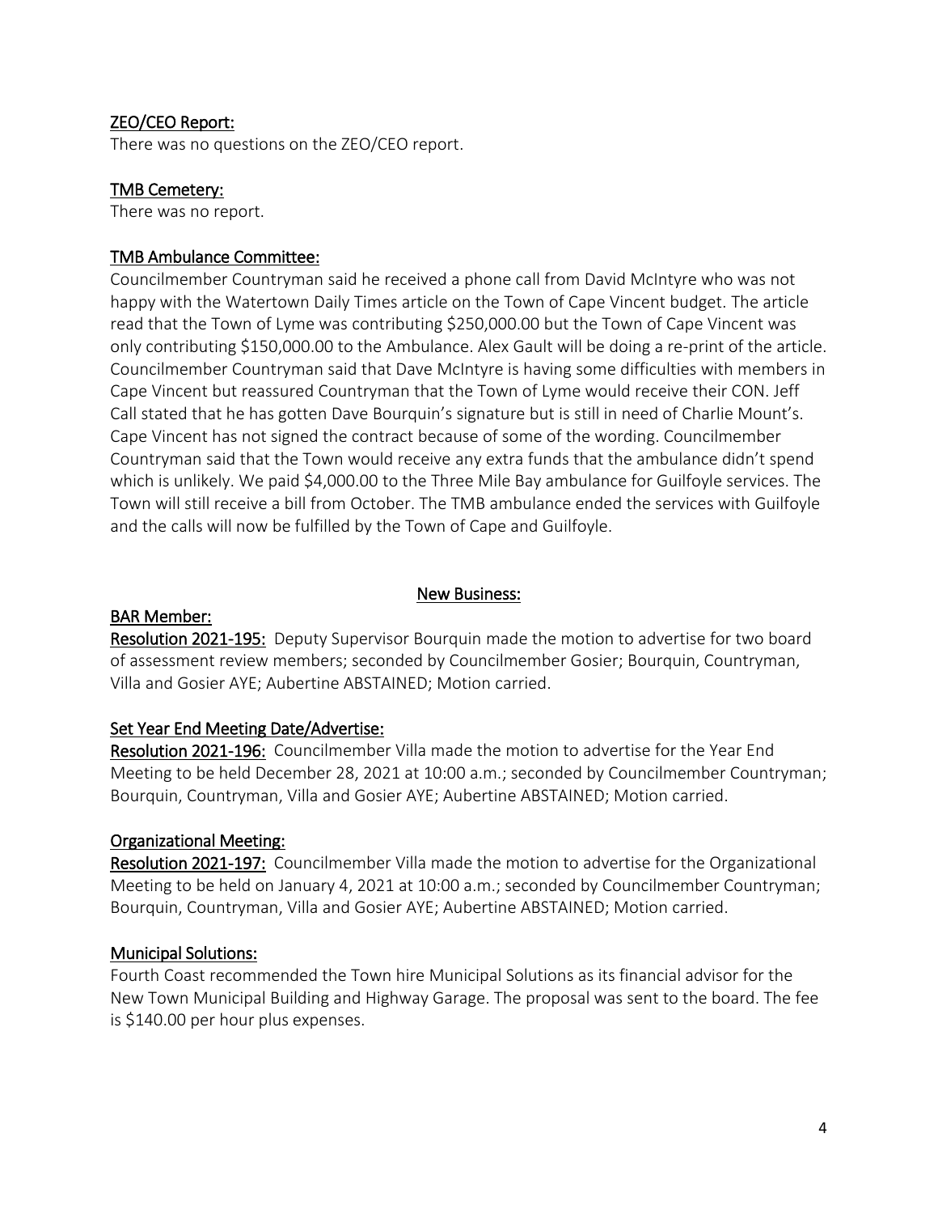### ZEO/CEO Report:

There was no questions on the ZEO/CEO report.

### TMB Cemetery:

There was no report.

### TMB Ambulance Committee:

Councilmember Countryman said he received a phone call from David McIntyre who was not happy with the Watertown Daily Times article on the Town of Cape Vincent budget. The article read that the Town of Lyme was contributing $250,000.00 but the Town of Cape Vincent was only contributing $150,000.00 to the Ambulance. Alex Gault will be doing a re-print of the article. Councilmember Countryman said that Dave McIntyre is having some difficulties with members in Cape Vincent but reassured Countryman that the Town of Lyme would receive their CON. Jeff Call stated that he has gotten Dave Bourquin's signature but is still in need of Charlie Mount's. Cape Vincent has not signed the contract because of some of the wording. Councilmember Countryman said that the Town would receive any extra funds that the ambulance didn't spend which is unlikely. We paid $4,000.00 to the Three Mile Bay ambulance for Guilfoyle services. The Town will still receive a bill from October. The TMB ambulance ended the services with Guilfoyle and the calls will now be fulfilled by the Town of Cape and Guilfoyle.

## New Business:

### BAR Member:

**Resolution 2021-195:** Deputy Supervisor Bourquin made the motion to advertise for two board of assessment review members; seconded by Councilmember Gosier; Bourquin, Countryman, Villa and Gosier AYE; Aubertine ABSTAINED; Motion carried.

### Set Year End Meeting Date/Advertise:

**Resolution 2021-196:** Councilmember Villa made the motion to advertise for the Year End Meeting to be held December 28, 2021 at 10:00 a.m.; seconded by Councilmember Countryman; Bourquin, Countryman, Villa and Gosier AYE; Aubertine ABSTAINED; Motion carried.

### Organizational Meeting:

**Resolution 2021-197:** Councilmember Villa made the motion to advertise for the Organizational Meeting to be held on January 4, 2021 at 10:00 a.m.; seconded by Councilmember Countryman; Bourquin, Countryman, Villa and Gosier AYE; Aubertine ABSTAINED; Motion carried.

### Municipal Solutions:

Fourth Coast recommended the Town hire Municipal Solutions as its financial advisor for the New Town Municipal Building and Highway Garage. The proposal was sent to the board. The fee is $140.00 per hour plus expenses.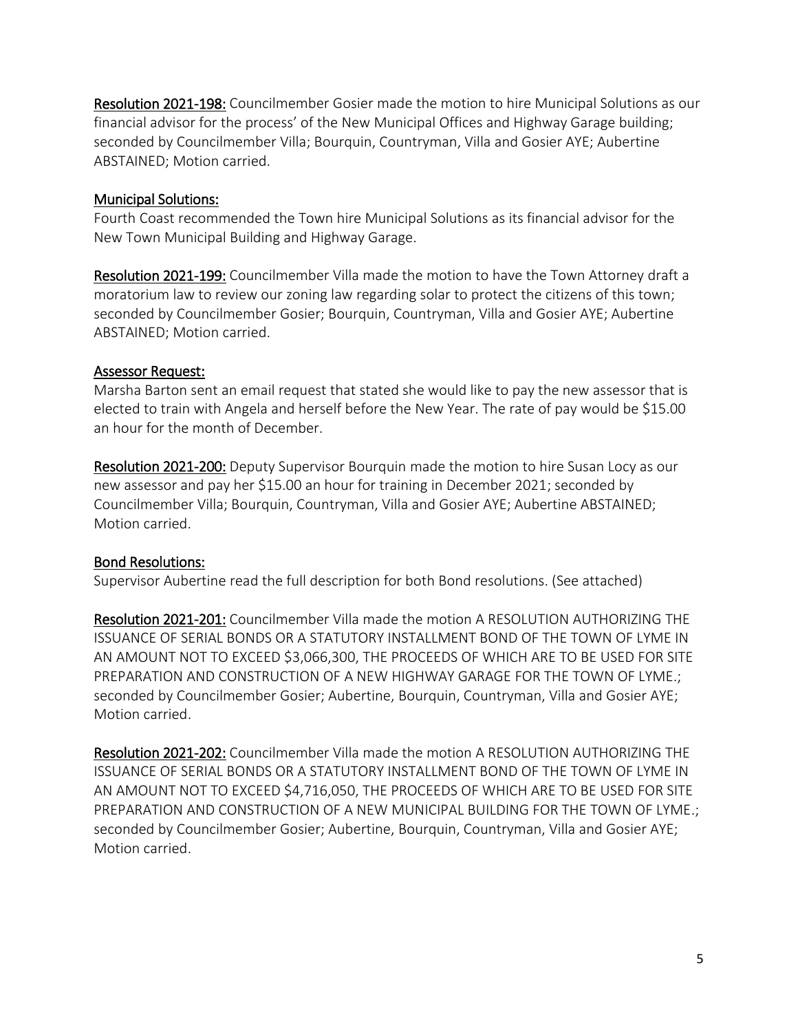**Resolution 2021-198:** Councilmember Gosier made the motion to hire Municipal Solutions as our financial advisor for the process' of the New Municipal Offices and Highway Garage building; seconded by Councilmember Villa; Bourquin, Countryman, Villa and Gosier AYE; Aubertine ABSTAINED; Motion carried.

**Municipal Solutions:**

Fourth Coast recommended the Town hire Municipal Solutions as its financial advisor for the New Town Municipal Building and Highway Garage.

**Resolution 2021-199:** Councilmember Villa made the motion to have the Town Attorney draft a moratorium law to review our zoning law regarding solar to protect the citizens of this town; seconded by Councilmember Gosier; Bourquin, Countryman, Villa and Gosier AYE; Aubertine ABSTAINED; Motion carried.

**Assessor Request:**

Marsha Barton sent an email request that stated she would like to pay the new assessor that is elected to train with Angela and herself before the New Year. The rate of pay would be $15.00 an hour for the month of December.

**Resolution 2021-200:** Deputy Supervisor Bourquin made the motion to hire Susan Locy as our new assessor and pay her $15.00 an hour for training in December 2021; seconded by Councilmember Villa; Bourquin, Countryman, Villa and Gosier AYE; Aubertine ABSTAINED; Motion carried.

**Bond Resolutions:**

Supervisor Aubertine read the full description for both Bond resolutions. (See attached)

**Resolution 2021-201:** Councilmember Villa made the motion A RESOLUTION AUTHORIZING THE ISSUANCE OF SERIAL BONDS OR A STATUTORY INSTALLMENT BOND OF THE TOWN OF LYME IN AN AMOUNT NOT TO EXCEED $3,066,300, THE PROCEEDS OF WHICH ARE TO BE USED FOR SITE PREPARATION AND CONSTRUCTION OF A NEW HIGHWAY GARAGE FOR THE TOWN OF LYME.; seconded by Councilmember Gosier; Aubertine, Bourquin, Countryman, Villa and Gosier AYE; Motion carried.

**Resolution 2021-202:** Councilmember Villa made the motion A RESOLUTION AUTHORIZING THE ISSUANCE OF SERIAL BONDS OR A STATUTORY INSTALLMENT BOND OF THE TOWN OF LYME IN AN AMOUNT NOT TO EXCEED $4,716,050, THE PROCEEDS OF WHICH ARE TO BE USED FOR SITE PREPARATION AND CONSTRUCTION OF A NEW MUNICIPAL BUILDING FOR THE TOWN OF LYME.; seconded by Councilmember Gosier; Aubertine, Bourquin, Countryman, Villa and Gosier AYE; Motion carried.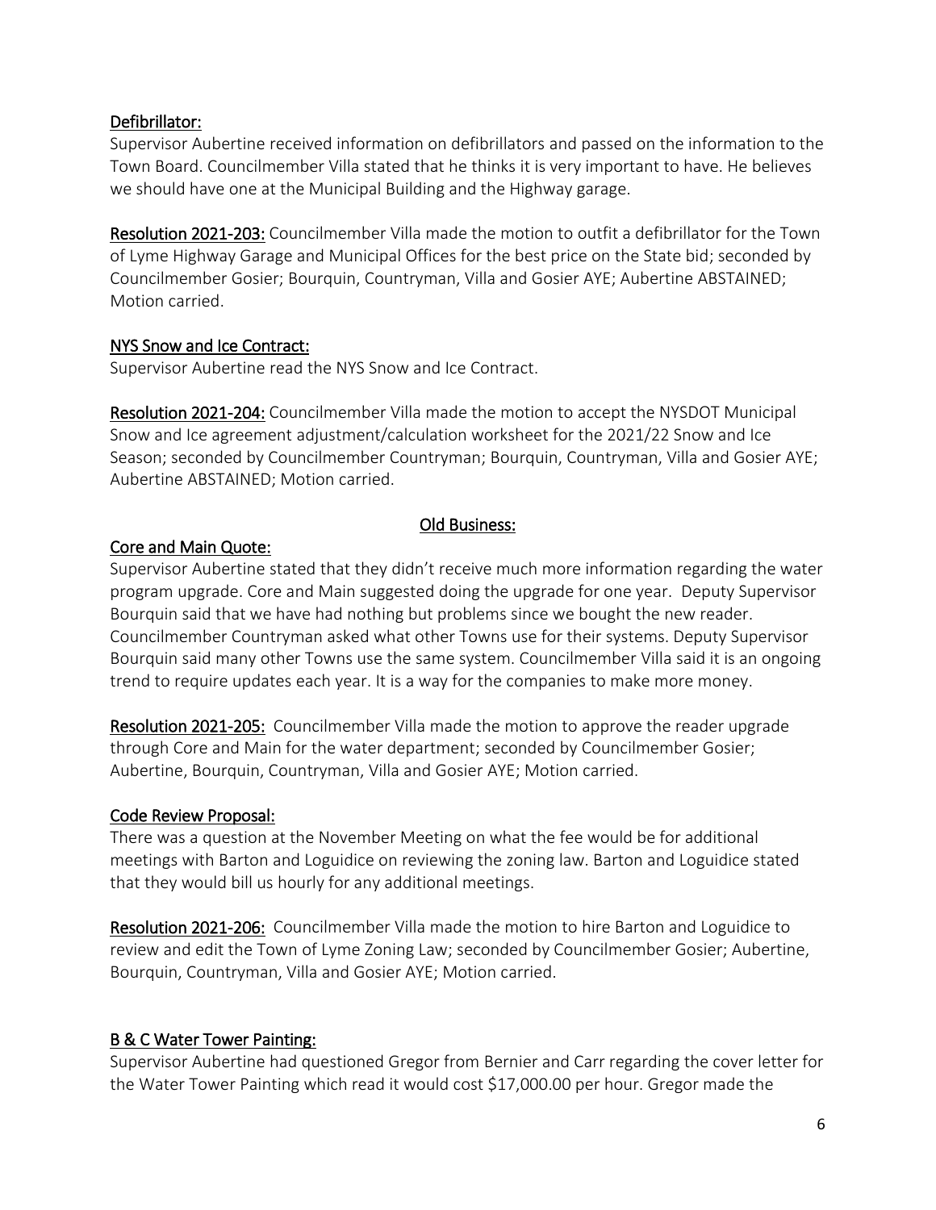## Defibrillator:

Supervisor Aubertine received information on defibrillators and passed on the information to the Town Board. Councilmember Villa stated that he thinks it is very important to have. He believes we should have one at the Municipal Building and the Highway garage.

**Resolution 2021-203:** Councilmember Villa made the motion to outfit a defibrillator for the Town of Lyme Highway Garage and Municipal Offices for the best price on the State bid; seconded by Councilmember Gosier; Bourquin, Countryman, Villa and Gosier AYE; Aubertine ABSTAINED; Motion carried.

## NYS Snow and Ice Contract:

Supervisor Aubertine read the NYS Snow and Ice Contract.

**Resolution 2021-204:** Councilmember Villa made the motion to accept the NYSDOT Municipal Snow and Ice agreement adjustment/calculation worksheet for the 2021/22 Snow and Ice Season; seconded by Councilmember Countryman; Bourquin, Countryman, Villa and Gosier AYE; Aubertine ABSTAINED; Motion carried.

# Old Business:

## Core and Main Quote:

Supervisor Aubertine stated that they didn't receive much more information regarding the water program upgrade. Core and Main suggested doing the upgrade for one year. Deputy Supervisor Bourquin said that we have had nothing but problems since we bought the new reader. Councilmember Countryman asked what other Towns use for their systems. Deputy Supervisor Bourquin said many other Towns use the same system. Councilmember Villa said it is an ongoing trend to require updates each year. It is a way for the companies to make more money.

**Resolution 2021-205:** Councilmember Villa made the motion to approve the reader upgrade through Core and Main for the water department; seconded by Councilmember Gosier; Aubertine, Bourquin, Countryman, Villa and Gosier AYE; Motion carried.

## Code Review Proposal:

There was a question at the November Meeting on what the fee would be for additional meetings with Barton and Loguidice on reviewing the zoning law. Barton and Loguidice stated that they would bill us hourly for any additional meetings.

**Resolution 2021-206:** Councilmember Villa made the motion to hire Barton and Loguidice to review and edit the Town of Lyme Zoning Law; seconded by Councilmember Gosier; Aubertine, Bourquin, Countryman, Villa and Gosier AYE; Motion carried.

## B & C Water Tower Painting:

Supervisor Aubertine had questioned Gregor from Bernier and Carr regarding the cover letter for the Water Tower Painting which read it would cost $17,000.00 per hour. Gregor made the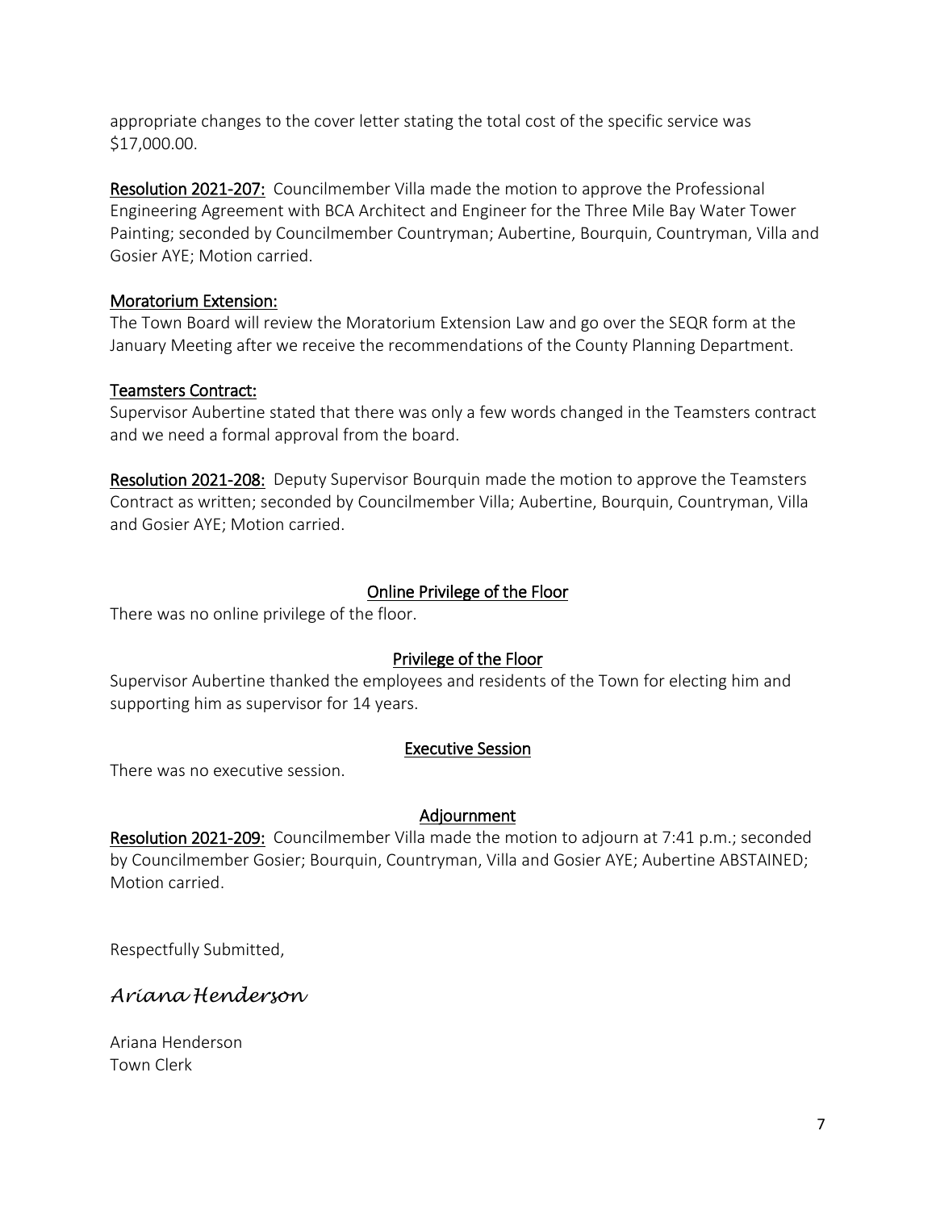appropriate changes to the cover letter stating the total cost of the specific service was $17,000.00.

**Resolution 2021-207:** Councilmember Villa made the motion to approve the Professional Engineering Agreement with BCA Architect and Engineer for the Three Mile Bay Water Tower Painting; seconded by Councilmember Countryman; Aubertine, Bourquin, Countryman, Villa and Gosier AYE; Motion carried.

### Moratorium Extension:

The Town Board will review the Moratorium Extension Law and go over the SEQR form at the January Meeting after we receive the recommendations of the County Planning Department.

### Teamsters Contract:

Supervisor Aubertine stated that there was only a few words changed in the Teamsters contract and we need a formal approval from the board.

**Resolution 2021-208:** Deputy Supervisor Bourquin made the motion to approve the Teamsters Contract as written; seconded by Councilmember Villa; Aubertine, Bourquin, Countryman, Villa and Gosier AYE; Motion carried.

## Online Privilege of the Floor

There was no online privilege of the floor.

## Privilege of the Floor

Supervisor Aubertine thanked the employees and residents of the Town for electing him and supporting him as supervisor for 14 years.

## Executive Session

There was no executive session.

## Adjournment

**Resolution 2021-209:** Councilmember Villa made the motion to adjourn at 7:41 p.m.; seconded by Councilmember Gosier; Bourquin, Countryman, Villa and Gosier AYE; Aubertine ABSTAINED; Motion carried.

Respectfully Submitted,

*Ariana Henderson*

Ariana Henderson
Town Clerk